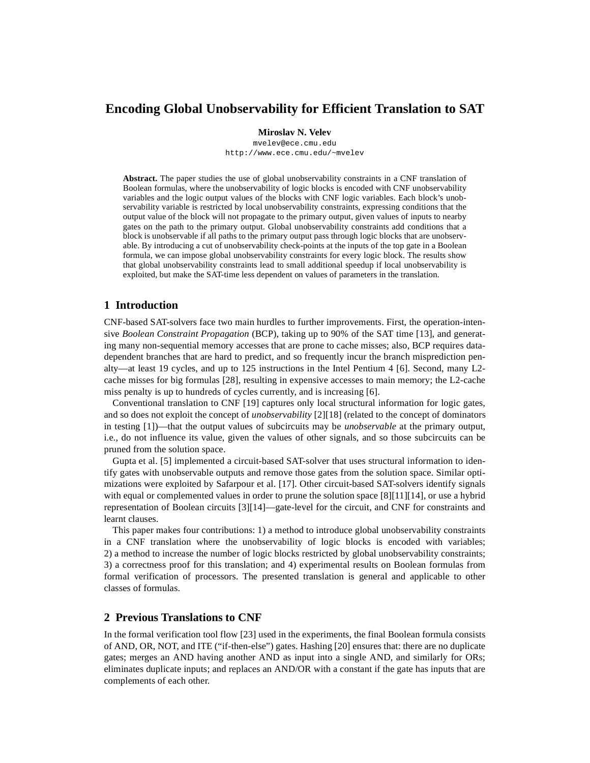# Encoding Global Unobservability for Efficient Translation to SAT

**Miroslav N. Velev**

mvelev@ece.cmu.edu
http://www.ece.cmu.edu/~mvelev

**Abstract.** The paper studies the use of global unobservability constraints in a CNF translation of Boolean formulas, where the unobservability of logic blocks is encoded with CNF unobservability variables and the logic output values of the blocks with CNF logic variables. Each block's unobservability variable is restricted by local unobservability constraints, expressing conditions that the output value of the block will not propagate to the primary output, given values of inputs to nearby gates on the path to the primary output. Global unobservability constraints add conditions that a block is unobservable if all paths to the primary output pass through logic blocks that are unobservable. By introducing a cut of unobservability check-points at the inputs of the top gate in a Boolean formula, we can impose global unobservability constraints for every logic block. The results show that global unobservability constraints lead to small additional speedup if local unobservability is exploited, but make the SAT-time less dependent on values of parameters in the translation.

## 1 Introduction

CNF-based SAT-solvers face two main hurdles to further improvements. First, the operation-intensive *Boolean Constraint Propagation* (BCP), taking up to 90% of the SAT time [13], and generating many non-sequential memory accesses that are prone to cache misses; also, BCP requires data-dependent branches that are hard to predict, and so frequently incur the branch misprediction penalty—at least 19 cycles, and up to 125 instructions in the Intel Pentium 4 [6]. Second, many L2-cache misses for big formulas [28], resulting in expensive accesses to main memory; the L2-cache miss penalty is up to hundreds of cycles currently, and is increasing [6].

Conventional translation to CNF [19] captures only local structural information for logic gates, and so does not exploit the concept of *unobservability* [2][18] (related to the concept of dominators in testing [1])—that the output values of subcircuits may be *unobservable* at the primary output, i.e., do not influence its value, given the values of other signals, and so those subcircuits can be pruned from the solution space.

Gupta et al. [5] implemented a circuit-based SAT-solver that uses structural information to identify gates with unobservable outputs and remove those gates from the solution space. Similar optimizations were exploited by Safarpour et al. [17]. Other circuit-based SAT-solvers identify signals with equal or complemented values in order to prune the solution space [8][11][14], or use a hybrid representation of Boolean circuits [3][14]—gate-level for the circuit, and CNF for constraints and learnt clauses.

This paper makes four contributions: 1) a method to introduce global unobservability constraints in a CNF translation where the unobservability of logic blocks is encoded with variables; 2) a method to increase the number of logic blocks restricted by global unobservability constraints; 3) a correctness proof for this translation; and 4) experimental results on Boolean formulas from formal verification of processors. The presented translation is general and applicable to other classes of formulas.

## 2 Previous Translations to CNF

In the formal verification tool flow [23] used in the experiments, the final Boolean formula consists of AND, OR, NOT, and ITE ("if-then-else") gates. Hashing [20] ensures that: there are no duplicate gates; merges an AND having another AND as input into a single AND, and similarly for ORs; eliminates duplicate inputs; and replaces an AND/OR with a constant if the gate has inputs that are complements of each other.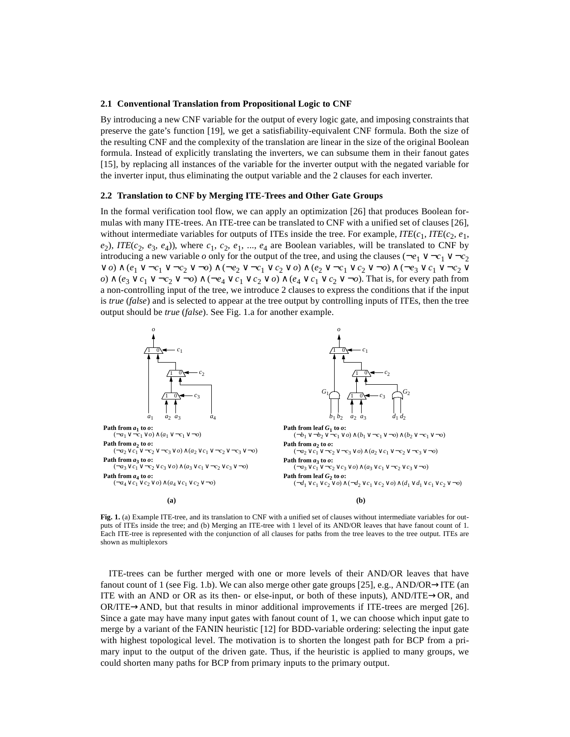### 2.1 Conventional Translation from Propositional Logic to CNF

By introducing a new CNF variable for the output of every logic gate, and imposing constraints that preserve the gate's function [19], we get a satisfiability-equivalent CNF formula. Both the size of the resulting CNF and the complexity of the translation are linear in the size of the original Boolean formula. Instead of explicitly translating the inverters, we can subsume them in their fanout gates [15], by replacing all instances of the variable for the inverter output with the negated variable for the inverter input, thus eliminating the output variable and the 2 clauses for each inverter.

### 2.2 Translation to CNF by Merging ITE-Trees and Other Gate Groups

In the formal verification tool flow, we can apply an optimization [26] that produces Boolean formulas with many ITE-trees. An ITE-tree can be translated to CNF with a unified set of clauses [26], without intermediate variables for outputs of ITEs inside the tree. For example, *ITE*($c_1$, *ITE*($c_2$, $e_1$, $e_2$), *ITE*($c_2$, $e_3$, $e_4$)), where $c_1$, $c_2$, $e_1$, ..., $e_4$ are Boolean variables, will be translated to CNF by introducing a new variable $o$ only for the output of the tree, and using the clauses $(\neg e_1 \vee \neg c_1 \vee \neg c_2 \vee o) \wedge (e_1 \vee \neg c_1 \vee \neg c_2 \vee \neg o) \wedge (\neg e_2 \vee \neg c_1 \vee c_2 \vee o) \wedge (e_2 \vee \neg c_1 \vee c_2 \vee \neg o) \wedge (\neg e_3 \vee c_1 \vee \neg c_2 \vee o) \wedge (e_3 \vee c_1 \vee \neg c_2 \vee \neg o) \wedge (\neg e_4 \vee c_1 \vee c_2 \vee o) \wedge (e_4 \vee c_1 \vee c_2 \vee \neg o)$. That is, for every path from a non-controlling input of the tree, we introduce 2 clauses to express the conditions that if the input is *true* (*false*) and is selected to appear at the tree output by controlling inputs of ITEs, then the tree output should be *true* (*false*). See Fig. 1.a for another example.

**Path from $a_1$ to $o$:**
$(\neg a_1 \vee \neg c_1 \vee o) \wedge (a_1 \vee \neg c_1 \vee \neg o)$

**Path from $a_2$ to $o$:**
$(\neg a_2 \vee c_1 \vee \neg c_2 \vee \neg c_3 \vee o) \wedge (a_2 \vee c_1 \vee \neg c_2 \vee \neg c_3 \vee \neg o)$

**Path from $a_3$ to $o$:**
$(\neg a_3 \vee c_1 \vee \neg c_2 \vee c_3 \vee o) \wedge (a_3 \vee c_1 \vee \neg c_2 \vee c_3 \vee \neg o)$

**Path from $a_4$ to $o$:**
$(\neg a_4 \vee c_1 \vee c_2 \vee o) \wedge (a_4 \vee c_1 \vee c_2 \vee \neg o)$

**(a)**

**Path from leaf $G_1$ to $o$:**
$(\neg b_1 \vee \neg b_2 \vee \neg c_1 \vee o) \wedge (b_1 \vee \neg c_1 \vee \neg o) \wedge (b_2 \vee \neg c_1 \vee \neg o)$

**Path from $a_2$ to $o$:**
$(\neg a_2 \vee c_1 \vee \neg c_2 \vee \neg c_3 \vee o) \wedge (a_2 \vee c_1 \vee \neg c_2 \vee \neg c_3 \vee \neg o)$

**Path from $a_3$ to $o$:**
$(\neg a_3 \vee c_1 \vee \neg c_2 \vee c_3 \vee o) \wedge (a_3 \vee c_1 \vee \neg c_2 \vee c_3 \vee \neg o)$

**Path from leaf $G_2$ to $o$:**
$(\neg d_1 \vee c_1 \vee c_2 \vee o) \wedge (\neg d_2 \vee c_1 \vee c_2 \vee o) \wedge (d_1 \vee d_1 \vee c_1 \vee c_2 \vee \neg o)$

**(b)**

**Fig. 1.** (a) Example ITE-tree, and its translation to CNF with a unified set of clauses without intermediate variables for outputs of ITEs inside the tree; and (b) Merging an ITE-tree with 1 level of its AND/OR leaves that have fanout count of 1. Each ITE-tree is represented with the conjunction of all clauses for paths from the tree leaves to the tree output. ITEs are shown as multiplexors

ITE-trees can be further merged with one or more levels of their AND/OR leaves that have fanout count of 1 (see Fig. 1.b). We can also merge other gate groups [25], e.g., AND/OR→ITE (an ITE with an AND or OR as its then- or else-input, or both of these inputs), AND/ITE→OR, and OR/ITE→AND, but that results in minor additional improvements if ITE-trees are merged [26]. Since a gate may have many input gates with fanout count of 1, we can choose which input gate to merge by a variant of the FANIN heuristic [12] for BDD-variable ordering: selecting the input gate with highest topological level. The motivation is to shorten the longest path for BCP from a primary input to the output of the driven gate. Thus, if the heuristic is applied to many groups, we could shorten many paths for BCP from primary inputs to the primary output.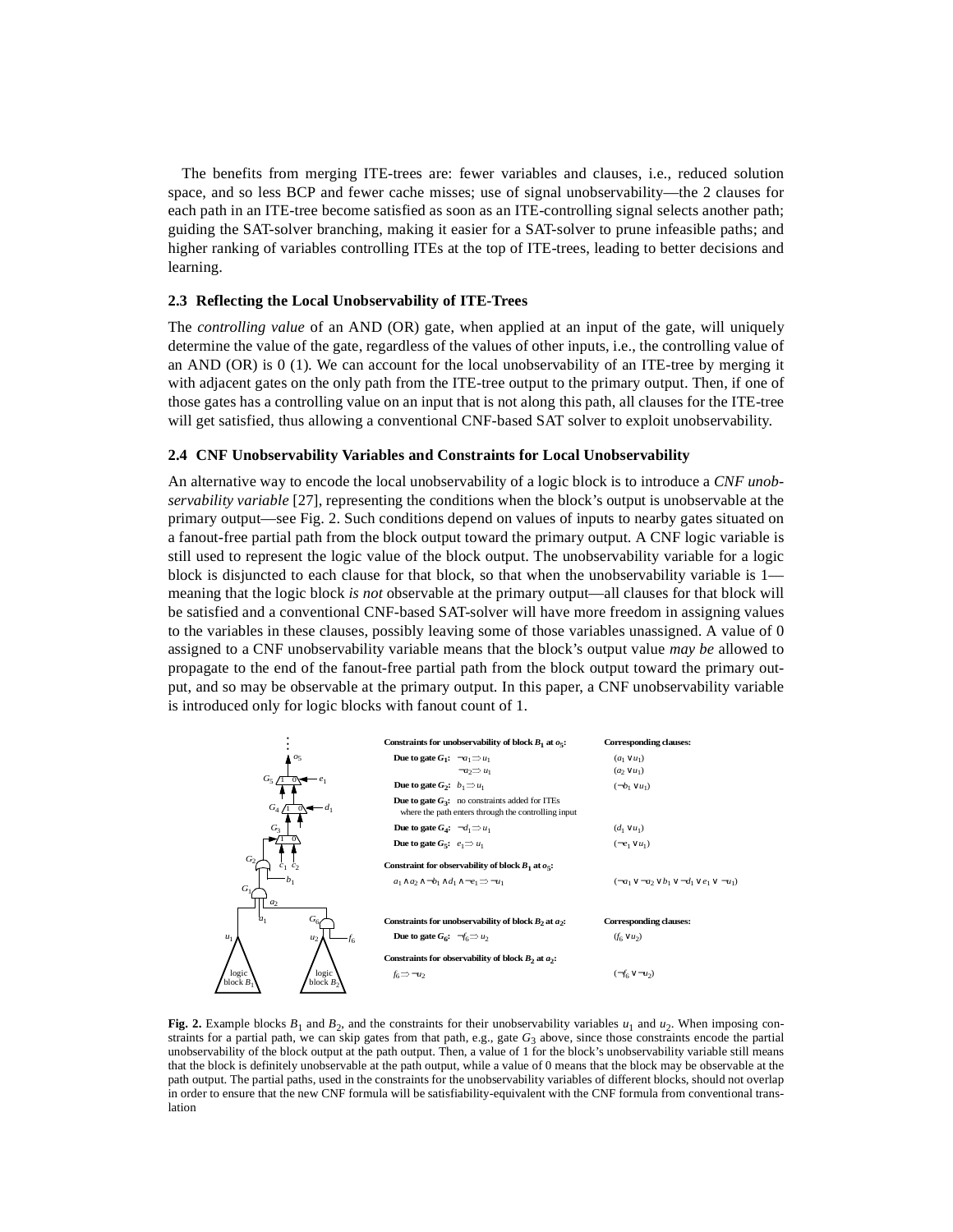The benefits from merging ITE-trees are: fewer variables and clauses, i.e., reduced solution space, and so less BCP and fewer cache misses; use of signal unobservability—the 2 clauses for each path in an ITE-tree become satisfied as soon as an ITE-controlling signal selects another path; guiding the SAT-solver branching, making it easier for a SAT-solver to prune infeasible paths; and higher ranking of variables controlling ITEs at the top of ITE-trees, leading to better decisions and learning.

### 2.3 Reflecting the Local Unobservability of ITE-Trees

The *controlling value* of an AND (OR) gate, when applied at an input of the gate, will uniquely determine the value of the gate, regardless of the values of other inputs, i.e., the controlling value of an AND (OR) is 0 (1). We can account for the local unobservability of an ITE-tree by merging it with adjacent gates on the only path from the ITE-tree output to the primary output. Then, if one of those gates has a controlling value on an input that is not along this path, all clauses for the ITE-tree will get satisfied, thus allowing a conventional CNF-based SAT solver to exploit unobservability.

### 2.4 CNF Unobservability Variables and Constraints for Local Unobservability

An alternative way to encode the local unobservability of a logic block is to introduce a *CNF unobservability variable* [27], representing the conditions when the block's output is unobservable at the primary output—see Fig. 2. Such conditions depend on values of inputs to nearby gates situated on a fanout-free partial path from the block output toward the primary output. A CNF logic variable is still used to represent the logic value of the block output. The unobservability variable for a logic block is disjuncted to each clause for that block, so that when the unobservability variable is 1—meaning that the logic block *is not* observable at the primary output—all clauses for that block will be satisfied and a conventional CNF-based SAT-solver will have more freedom in assigning values to the variables in these clauses, possibly leaving some of those variables unassigned. A value of 0 assigned to a CNF unobservability variable means that the block's output value *may be* allowed to propagate to the end of the fanout-free partial path from the block output toward the primary output, and so may be observable at the primary output. In this paper, a CNF unobservability variable is introduced only for logic blocks with fanout count of 1.

| **Constraints for unobservability of block $B_1$ at $o_5$:** | **Corresponding clauses:** |
|---|---|
| **Due to gate $G_1$:** $\neg a_1 \Rightarrow u_1$ | $(a_1 \vee u_1)$ |
| $\neg a_2 \Rightarrow u_1$ | $(a_2 \vee u_1)$ |
| **Due to gate $G_2$:** $b_1 \Rightarrow u_1$ | $(\neg b_1 \vee u_1)$ |
| **Due to gate $G_3$:** no constraints added for ITEs where the path enters through the controlling input | |
| **Due to gate $G_4$:** $\neg d_1 \Rightarrow u_1$ | $(d_1 \vee u_1)$ |
| **Due to gate $G_5$:** $e_1 \Rightarrow u_1$ | $(\neg e_1 \vee u_1)$ |
| **Constraint for observability of block $B_1$ at $o_5$:** | |
| $a_1 \wedge a_2 \wedge \neg b_1 \wedge d_1 \wedge \neg e_1 \Rightarrow \neg u_1$ | $(\neg a_1 \vee \neg a_2 \vee b_1 \vee \neg d_1 \vee e_1 \vee \neg u_1)$ |
| **Constraints for unobservability of block $B_2$ at $a_2$:** | **Corresponding clauses:** |
| **Due to gate $G_6$:** $\neg f_6 \Rightarrow u_2$ | $(f_6 \vee u_2)$ |
| **Constraints for observability of block $B_2$ at $a_2$:** | |
| $f_6 \Rightarrow \neg u_2$ | $(\neg f_6 \vee \neg u_2)$ |

**Fig. 2.** Example blocks $B_1$ and $B_2$, and the constraints for their unobservability variables $u_1$ and $u_2$. When imposing constraints for a partial path, we can skip gates from that path, e.g., gate $G_3$ above, since those constraints encode the partial unobservability of the block output at the path output. Then, a value of 1 for the block's unobservability variable still means that the block is definitely unobservable at the path output, while a value of 0 means that the block may be observable at the path output. The partial paths, used in the constraints for the unobservability variables of different blocks, should not overlap in order to ensure that the new CNF formula will be satisfiability-equivalent with the CNF formula from conventional translation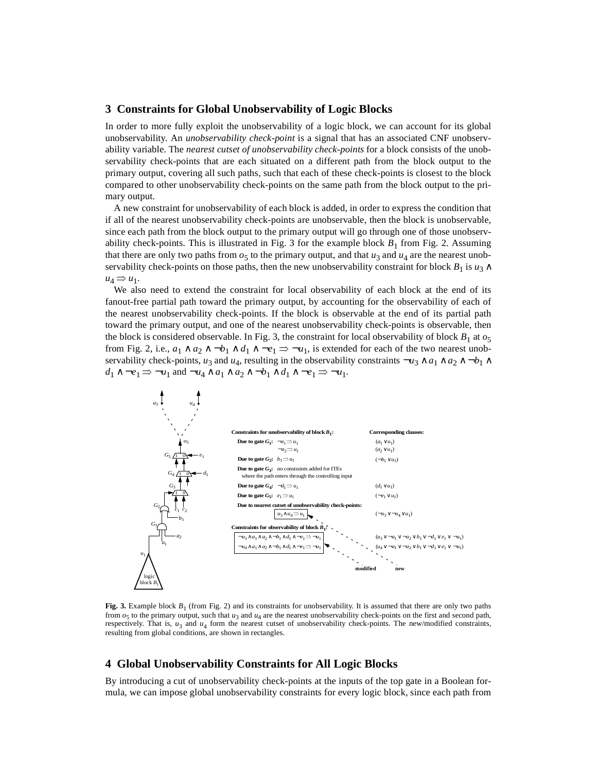## 3 Constraints for Global Unobservability of Logic Blocks

In order to more fully exploit the unobservability of a logic block, we can account for its global unobservability. An *unobservability check-point* is a signal that has an associated CNF unobservability variable. The *nearest cutset of unobservability check-points* for a block consists of the unobservability check-points that are each situated on a different path from the block output to the primary output, covering all such paths, such that each of these check-points is closest to the block compared to other unobservability check-points on the same path from the block output to the primary output.

A new constraint for unobservability of each block is added, in order to express the condition that if all of the nearest unobservability check-points are unobservable, then the block is unobservable, since each path from the block output to the primary output will go through one of those unobservability check-points. This is illustrated in Fig. 3 for the example block $B_1$ from Fig. 2. Assuming that there are only two paths from $o_5$ to the primary output, and that $u_3$ and $u_4$ are the nearest unobservability check-points on those paths, then the new unobservability constraint for block $B_1$ is $u_3 \wedge u_4 \Rightarrow u_1$.

We also need to extend the constraint for local observability of each block at the end of its fanout-free partial path toward the primary output, by accounting for the observability of each of the nearest unobservability check-points. If the block is observable at the end of its partial path toward the primary output, and one of the nearest unobservability check-points is observable, then the block is considered observable. In Fig. 3, the constraint for local observability of block $B_1$ at $o_5$ from Fig. 2, i.e., $a_1 \wedge a_2 \wedge \neg b_1 \wedge d_1 \wedge \neg e_1 \Rightarrow \neg u_1$, is extended for each of the two nearest unobservability check-points, $u_3$ and $u_4$, resulting in the observability constraints $\neg u_3 \wedge a_1 \wedge a_2 \wedge \neg b_1 \wedge d_1 \wedge \neg e_1 \Rightarrow \neg u_1$ and $\neg u_4 \wedge a_1 \wedge a_2 \wedge \neg b_1 \wedge d_1 \wedge \neg e_1 \Rightarrow \neg u_1$.

**Constraints for unobservability of block $B_1$:** / **Corresponding clauses:**

- **Due to gate $G_1$:** $\neg a_1 \Rightarrow u_1$ — $(a_1 \vee u_1)$; $\neg a_2 \Rightarrow u_1$ — $(a_2 \vee u_1)$
- **Due to gate $G_2$:** $b_1 \Rightarrow u_1$ — $(\neg b_1 \vee u_1)$
- **Due to gate $G_3$:** no constraints added for ITEs where the path enters through the controlling input
- **Due to gate $G_4$:** $\neg d_1 \Rightarrow u_1$ — $(d_1 \vee u_1)$
- **Due to gate $G_5$:** $e_1 \Rightarrow u_1$ — $(\neg e_1 \vee u_1)$
- **Due to nearest cutset of unobservability check-points:** $u_3 \wedge u_4 \Rightarrow u_1$ — $(\neg u_3 \vee \neg u_4 \vee u_1)$

**Constraints for observability of block $B_1$:**

- $\neg u_3 \wedge a_1 \wedge a_2 \wedge \neg b_1 \wedge d_1 \wedge \neg e_1 \Rightarrow \neg u_1$ — $(u_3 \vee \neg a_1 \vee \neg a_2 \vee b_1 \vee \neg d_1 \vee e_1 \vee \neg u_1)$
- $\neg u_4 \wedge a_1 \wedge a_2 \wedge \neg b_1 \wedge d_1 \wedge \neg e_1 \Rightarrow \neg u_1$ — $(u_4 \vee \neg a_1 \vee \neg a_2 \vee b_1 \vee \neg d_1 \vee e_1 \vee \neg u_1)$

**Fig. 3.** Example block $B_1$ (from Fig. 2) and its constraints for unobservability. It is assumed that there are only two paths from $o_5$ to the primary output, such that $u_3$ and $u_4$ are the nearest unobservability check-points on the first and second path, respectively. That is, $u_3$ and $u_4$ form the nearest cutset of unobservability check-points. The new/modified constraints, resulting from global conditions, are shown in rectangles.

## 4 Global Unobservability Constraints for All Logic Blocks

By introducing a cut of unobservability check-points at the inputs of the top gate in a Boolean formula, we can impose global unobservability constraints for every logic block, since each path from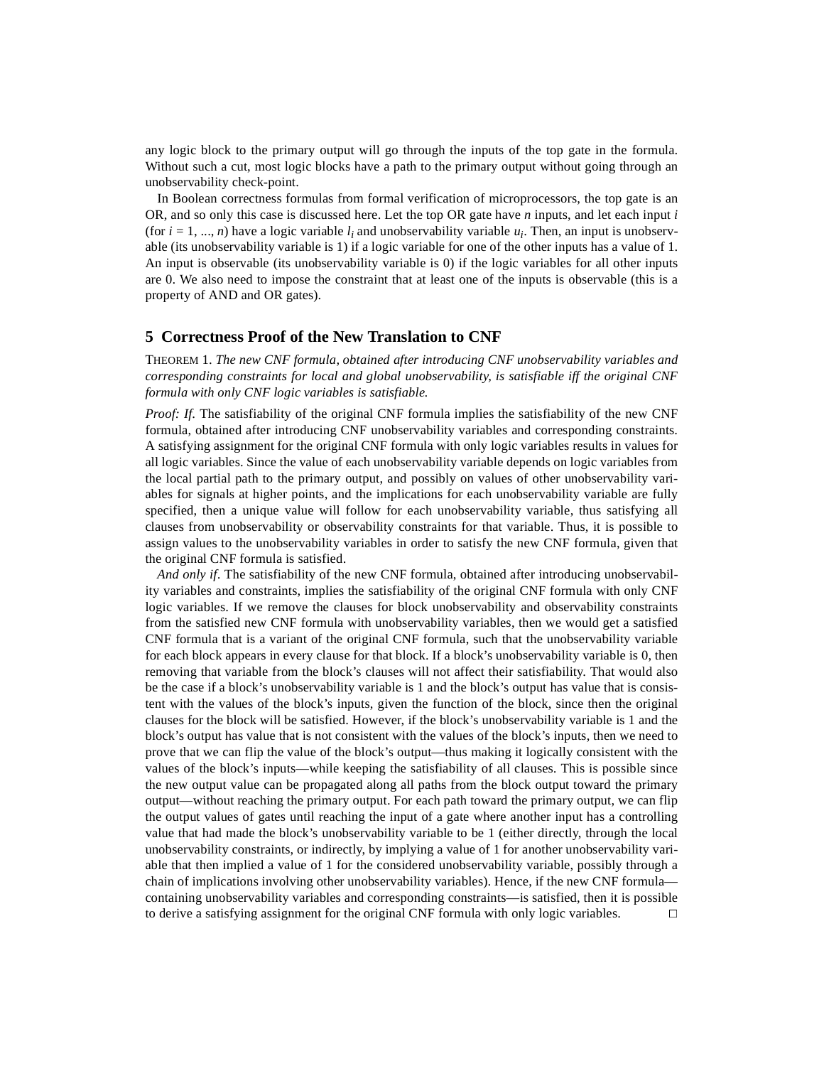any logic block to the primary output will go through the inputs of the top gate in the formula. Without such a cut, most logic blocks have a path to the primary output without going through an unobservability check-point.

In Boolean correctness formulas from formal verification of microprocessors, the top gate is an OR, and so only this case is discussed here. Let the top OR gate have $n$ inputs, and let each input $i$ (for $i = 1, ..., n$) have a logic variable $l_i$ and unobservability variable $u_i$. Then, an input is unobservable (its unobservability variable is 1) if a logic variable for one of the other inputs has a value of 1. An input is observable (its unobservability variable is 0) if the logic variables for all other inputs are 0. We also need to impose the constraint that at least one of the inputs is observable (this is a property of AND and OR gates).

## 5 Correctness Proof of the New Translation to CNF

THEOREM 1. *The new CNF formula, obtained after introducing CNF unobservability variables and corresponding constraints for local and global unobservability, is satisfiable iff the original CNF formula with only CNF logic variables is satisfiable.*

*Proof: If.* The satisfiability of the original CNF formula implies the satisfiability of the new CNF formula, obtained after introducing CNF unobservability variables and corresponding constraints. A satisfying assignment for the original CNF formula with only logic variables results in values for all logic variables. Since the value of each unobservability variable depends on logic variables from the local partial path to the primary output, and possibly on values of other unobservability variables for signals at higher points, and the implications for each unobservability variable are fully specified, then a unique value will follow for each unobservability variable, thus satisfying all clauses from unobservability or observability constraints for that variable. Thus, it is possible to assign values to the unobservability variables in order to satisfy the new CNF formula, given that the original CNF formula is satisfied.

*And only if*. The satisfiability of the new CNF formula, obtained after introducing unobservability variables and constraints, implies the satisfiability of the original CNF formula with only CNF logic variables. If we remove the clauses for block unobservability and observability constraints from the satisfied new CNF formula with unobservability variables, then we would get a satisfied CNF formula that is a variant of the original CNF formula, such that the unobservability variable for each block appears in every clause for that block. If a block's unobservability variable is 0, then removing that variable from the block's clauses will not affect their satisfiability. That would also be the case if a block's unobservability variable is 1 and the block's output has value that is consistent with the values of the block's inputs, given the function of the block, since then the original clauses for the block will be satisfied. However, if the block's unobservability variable is 1 and the block's output has value that is not consistent with the values of the block's inputs, then we need to prove that we can flip the value of the block's output—thus making it logically consistent with the values of the block's inputs—while keeping the satisfiability of all clauses. This is possible since the new output value can be propagated along all paths from the block output toward the primary output—without reaching the primary output. For each path toward the primary output, we can flip the output values of gates until reaching the input of a gate where another input has a controlling value that had made the block's unobservability variable to be 1 (either directly, through the local unobservability constraints, or indirectly, by implying a value of 1 for another unobservability variable that then implied a value of 1 for the considered unobservability variable, possibly through a chain of implications involving other unobservability variables). Hence, if the new CNF formula—containing unobservability variables and corresponding constraints—is satisfied, then it is possible to derive a satisfying assignment for the original CNF formula with only logic variables. □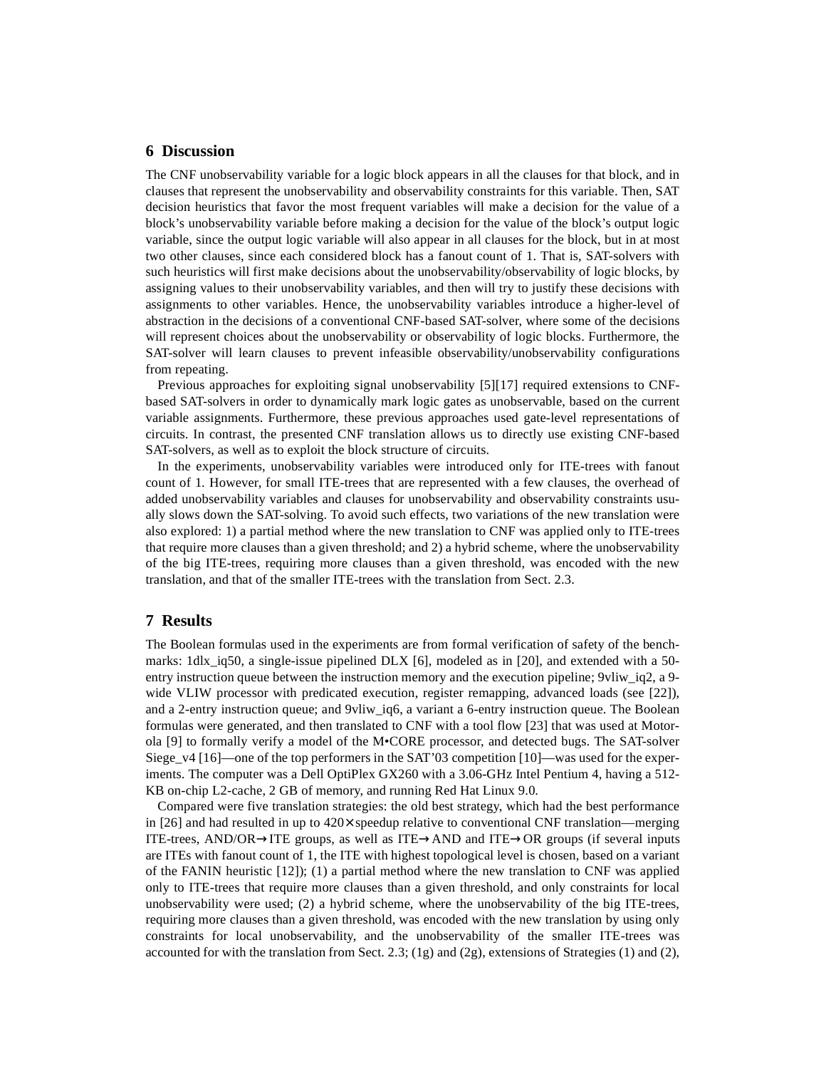## 6 Discussion

The CNF unobservability variable for a logic block appears in all the clauses for that block, and in clauses that represent the unobservability and observability constraints for this variable. Then, SAT decision heuristics that favor the most frequent variables will make a decision for the value of a block's unobservability variable before making a decision for the value of the block's output logic variable, since the output logic variable will also appear in all clauses for the block, but in at most two other clauses, since each considered block has a fanout count of 1. That is, SAT-solvers with such heuristics will first make decisions about the unobservability/observability of logic blocks, by assigning values to their unobservability variables, and then will try to justify these decisions with assignments to other variables. Hence, the unobservability variables introduce a higher-level of abstraction in the decisions of a conventional CNF-based SAT-solver, where some of the decisions will represent choices about the unobservability or observability of logic blocks. Furthermore, the SAT-solver will learn clauses to prevent infeasible observability/unobservability configurations from repeating.

Previous approaches for exploiting signal unobservability [5][17] required extensions to CNF-based SAT-solvers in order to dynamically mark logic gates as unobservable, based on the current variable assignments. Furthermore, these previous approaches used gate-level representations of circuits. In contrast, the presented CNF translation allows us to directly use existing CNF-based SAT-solvers, as well as to exploit the block structure of circuits.

In the experiments, unobservability variables were introduced only for ITE-trees with fanout count of 1. However, for small ITE-trees that are represented with a few clauses, the overhead of added unobservability variables and clauses for unobservability and observability constraints usually slows down the SAT-solving. To avoid such effects, two variations of the new translation were also explored: 1) a partial method where the new translation to CNF was applied only to ITE-trees that require more clauses than a given threshold; and 2) a hybrid scheme, where the unobservability of the big ITE-trees, requiring more clauses than a given threshold, was encoded with the new translation, and that of the smaller ITE-trees with the translation from Sect. 2.3.

## 7 Results

The Boolean formulas used in the experiments are from formal verification of safety of the benchmarks: 1dlx_iq50, a single-issue pipelined DLX [6], modeled as in [20], and extended with a 50-entry instruction queue between the instruction memory and the execution pipeline; 9vliw_iq2, a 9-wide VLIW processor with predicated execution, register remapping, advanced loads (see [22]), and a 2-entry instruction queue; and 9vliw_iq6, a variant a 6-entry instruction queue. The Boolean formulas were generated, and then translated to CNF with a tool flow [23] that was used at Motorola [9] to formally verify a model of the M•CORE processor, and detected bugs. The SAT-solver Siege_v4 [16]—one of the top performers in the SAT'03 competition [10]—was used for the experiments. The computer was a Dell OptiPlex GX260 with a 3.06-GHz Intel Pentium 4, having a 512-KB on-chip L2-cache, 2 GB of memory, and running Red Hat Linux 9.0.

Compared were five translation strategies: the old best strategy, which had the best performance in [26] and had resulted in up to 420× speedup relative to conventional CNF translation—merging ITE-trees, AND/OR→ITE groups, as well as ITE→AND and ITE→OR groups (if several inputs are ITEs with fanout count of 1, the ITE with highest topological level is chosen, based on a variant of the FANIN heuristic [12]); (1) a partial method where the new translation to CNF was applied only to ITE-trees that require more clauses than a given threshold, and only constraints for local unobservability were used; (2) a hybrid scheme, where the unobservability of the big ITE-trees, requiring more clauses than a given threshold, was encoded with the new translation by using only constraints for local unobservability, and the unobservability of the smaller ITE-trees was accounted for with the translation from Sect. 2.3; (1g) and (2g), extensions of Strategies (1) and (2),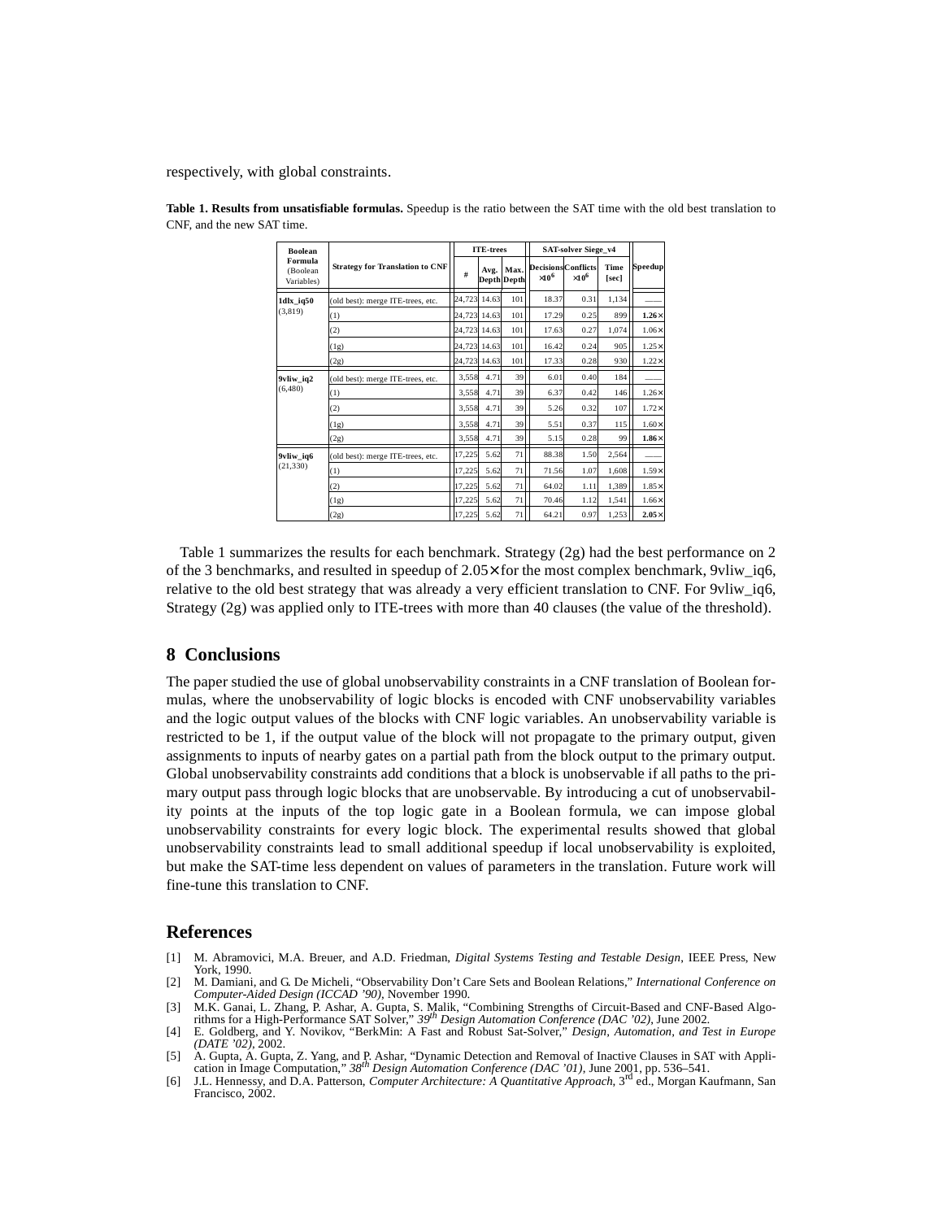respectively, with global constraints.

**Table 1. Results from unsatisfiable formulas.** Speedup is the ratio between the SAT time with the old best translation to CNF, and the new SAT time.

| Boolean Formula (Boolean Variables) | Strategy for Translation to CNF | ITE-trees | | | SAT-solver Siege_v4 | | | Speedup |
|---|---|---|---|---|---|---|---|---|
| | | # | Avg. Depth | Max. Depth | Decisions $\times 10^6$ | Conflicts $\times 10^6$ | Time [sec] | |
| **1dlx_iq50** (3,819) | (old best): merge ITE-trees, etc. | 24,723 | 14.63 | 101 | 18.37 | 0.31 | 1,134 | —— |
| | (1) | 24,723 | 14.63 | 101 | 17.29 | 0.25 | 899 | **1.26×** |
| | (2) | 24,723 | 14.63 | 101 | 17.63 | 0.27 | 1,074 | 1.06× |
| | (1g) | 24,723 | 14.63 | 101 | 16.42 | 0.24 | 905 | 1.25× |
| | (2g) | 24,723 | 14.63 | 101 | 17.33 | 0.28 | 930 | 1.22× |
| **9vliw_iq2** (6,480) | (old best): merge ITE-trees, etc. | 3,558 | 4.71 | 39 | 6.01 | 0.40 | 184 | —— |
| | (1) | 3,558 | 4.71 | 39 | 6.37 | 0.42 | 146 | 1.26× |
| | (2) | 3,558 | 4.71 | 39 | 5.26 | 0.32 | 107 | 1.72× |
| | (1g) | 3,558 | 4.71 | 39 | 5.51 | 0.37 | 115 | 1.60× |
| | (2g) | 3,558 | 4.71 | 39 | 5.15 | 0.28 | 99 | **1.86×** |
| **9vliw_iq6** (21,330) | (old best): merge ITE-trees, etc. | 17,225 | 5.62 | 71 | 88.38 | 1.50 | 2,564 | —— |
| | (1) | 17,225 | 5.62 | 71 | 71.56 | 1.07 | 1,608 | 1.59× |
| | (2) | 17,225 | 5.62 | 71 | 64.02 | 1.11 | 1,389 | 1.85× |
| | (1g) | 17,225 | 5.62 | 71 | 70.46 | 1.12 | 1,541 | 1.66× |
| | (2g) | 17,225 | 5.62 | 71 | 64.21 | 0.97 | 1,253 | **2.05×** |

Table 1 summarizes the results for each benchmark. Strategy (2g) had the best performance on 2 of the 3 benchmarks, and resulted in speedup of 2.05× for the most complex benchmark, 9vliw_iq6, relative to the old best strategy that was already a very efficient translation to CNF. For 9vliw_iq6, Strategy (2g) was applied only to ITE-trees with more than 40 clauses (the value of the threshold).

## 8 Conclusions

The paper studied the use of global unobservability constraints in a CNF translation of Boolean formulas, where the unobservability of logic blocks is encoded with CNF unobservability variables and the logic output values of the blocks with CNF logic variables. An unobservability variable is restricted to be 1, if the output value of the block will not propagate to the primary output, given assignments to inputs of nearby gates on a partial path from the block output to the primary output. Global unobservability constraints add conditions that a block is unobservable if all paths to the primary output pass through logic blocks that are unobservable. By introducing a cut of unobservability points at the inputs of the top logic gate in a Boolean formula, we can impose global unobservability constraints for every logic block. The experimental results showed that global unobservability constraints lead to small additional speedup if local unobservability is exploited, but make the SAT-time less dependent on values of parameters in the translation. Future work will fine-tune this translation to CNF.

## References

[1] M. Abramovici, M.A. Breuer, and A.D. Friedman, *Digital Systems Testing and Testable Design*, IEEE Press, New York, 1990.

[2] M. Damiani, and G. De Micheli, "Observability Don't Care Sets and Boolean Relations," *International Conference on Computer-Aided Design (ICCAD '90)*, November 1990.

[3] M.K. Ganai, L. Zhang, P. Ashar, A. Gupta, S. Malik, "Combining Strengths of Circuit-Based and CNF-Based Algorithms for a High-Performance SAT Solver," *39th Design Automation Conference (DAC '02)*, June 2002.

[4] E. Goldberg, and Y. Novikov, "BerkMin: A Fast and Robust Sat-Solver," *Design, Automation, and Test in Europe (DATE '02)*, 2002.

[5] A. Gupta, A. Gupta, Z. Yang, and P. Ashar, "Dynamic Detection and Removal of Inactive Clauses in SAT with Application in Image Computation," *38th Design Automation Conference (DAC '01)*, June 2001, pp. 536–541.

[6] J.L. Hennessy, and D.A. Patterson, *Computer Architecture: A Quantitative Approach*, 3rd ed., Morgan Kaufmann, San Francisco, 2002.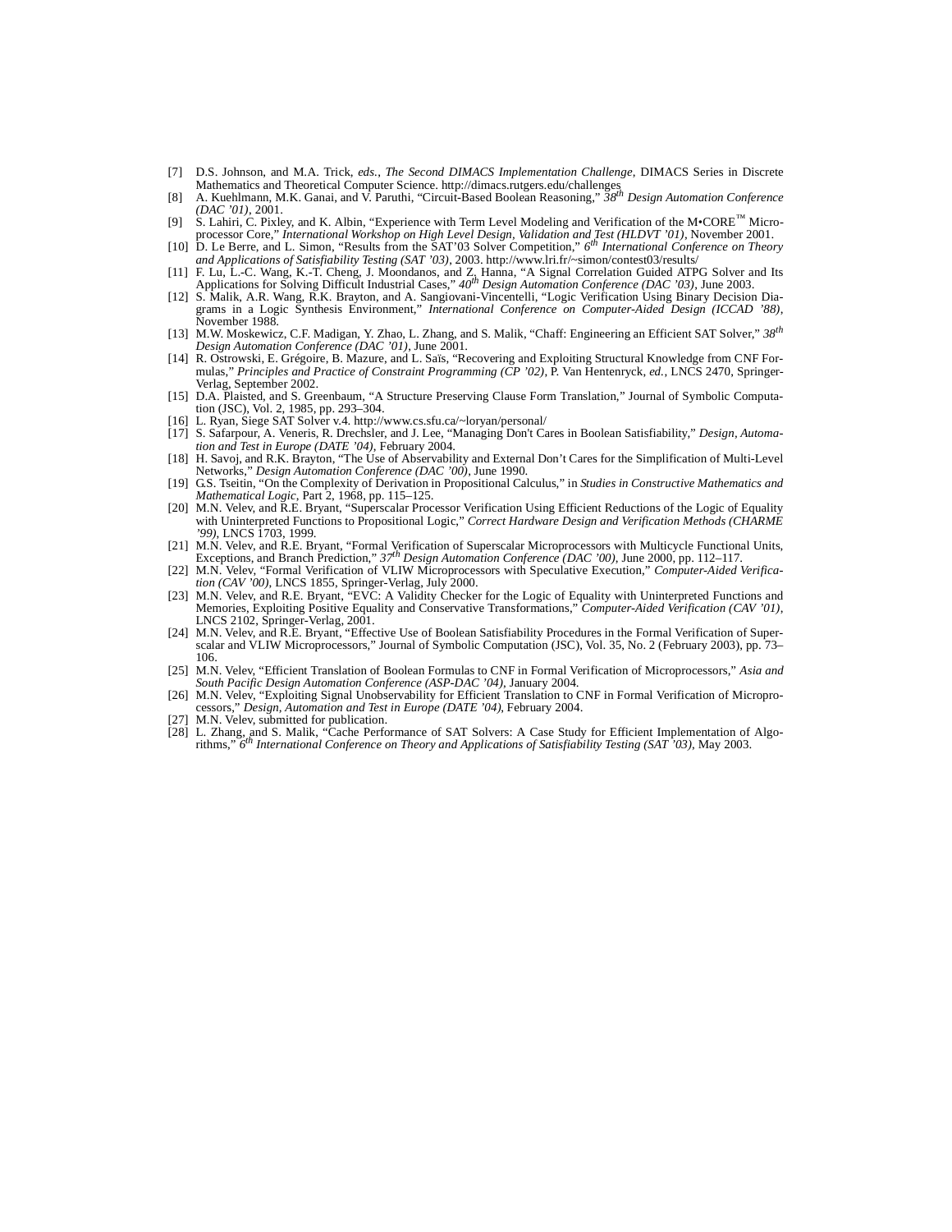[7] D.S. Johnson, and M.A. Trick, *eds.*, *The Second DIMACS Implementation Challenge*, DIMACS Series in Discrete Mathematics and Theoretical Computer Science. http://dimacs.rutgers.edu/challenges

[8] A. Kuehlmann, M.K. Ganai, and V. Paruthi, "Circuit-Based Boolean Reasoning," *38th Design Automation Conference (DAC '01)*, 2001.

[9] S. Lahiri, C. Pixley, and K. Albin, "Experience with Term Level Modeling and Verification of the M•CORE™ Microprocessor Core," *International Workshop on High Level Design, Validation and Test (HLDVT '01)*, November 2001.

[10] D. Le Berre, and L. Simon, "Results from the SAT'03 Solver Competition," *6th International Conference on Theory and Applications of Satisfiability Testing (SAT '03)*, 2003. http://www.lri.fr/~simon/contest03/results/

[11] F. Lu, L.-C. Wang, K.-T. Cheng, J. Moondanos, and Z. Hanna, "A Signal Correlation Guided ATPG Solver and Its Applications for Solving Difficult Industrial Cases," *40th Design Automation Conference (DAC '03)*, June 2003.

[12] S. Malik, A.R. Wang, R.K. Brayton, and A. Sangiovani-Vincentelli, "Logic Verification Using Binary Decision Diagrams in a Logic Synthesis Environment," *International Conference on Computer-Aided Design (ICCAD '88)*, November 1988.

[13] M.W. Moskewicz, C.F. Madigan, Y. Zhao, L. Zhang, and S. Malik, "Chaff: Engineering an Efficient SAT Solver," *38th Design Automation Conference (DAC '01)*, June 2001.

[14] R. Ostrowski, E. Grégoire, B. Mazure, and L. Saïs, "Recovering and Exploiting Structural Knowledge from CNF Formulas," *Principles and Practice of Constraint Programming (CP '02)*, P. Van Hentenryck, *ed.*, LNCS 2470, Springer-Verlag, September 2002.

[15] D.A. Plaisted, and S. Greenbaum, "A Structure Preserving Clause Form Translation," Journal of Symbolic Computation (JSC), Vol. 2, 1985, pp. 293–304.

[16] L. Ryan, Siege SAT Solver v.4. http://www.cs.sfu.ca/~loryan/personal/

[17] S. Safarpour, A. Veneris, R. Drechsler, and J. Lee, "Managing Don't Cares in Boolean Satisfiability," *Design, Automation and Test in Europe (DATE '04)*, February 2004.

[18] H. Savoj, and R.K. Brayton, "The Use of Observability and External Don't Cares for the Simplification of Multi-Level Networks," *Design Automation Conference (DAC '00)*, June 1990.

[19] G.S. Tseitin, "On the Complexity of Derivation in Propositional Calculus," in *Studies in Constructive Mathematics and Mathematical Logic*, Part 2, 1968, pp. 115–125.

[20] M.N. Velev, and R.E. Bryant, "Superscalar Processor Verification Using Efficient Reductions of the Logic of Equality with Uninterpreted Functions to Propositional Logic," *Correct Hardware Design and Verification Methods (CHARME '99)*, LNCS 1703, 1999.

[21] M.N. Velev, and R.E. Bryant, "Formal Verification of Superscalar Microprocessors with Multicycle Functional Units, Exceptions, and Branch Prediction," *37th Design Automation Conference (DAC '00)*, June 2000, pp. 112–117.

[22] M.N. Velev, "Formal Verification of VLIW Microprocessors with Speculative Execution," *Computer-Aided Verification (CAV '00)*, LNCS 1855, Springer-Verlag, July 2000.

[23] M.N. Velev, and R.E. Bryant, "EVC: A Validity Checker for the Logic of Equality with Uninterpreted Functions and Memories, Exploiting Positive Equality and Conservative Transformations," *Computer-Aided Verification (CAV '01)*, LNCS 2102, Springer-Verlag, 2001.

[24] M.N. Velev, and R.E. Bryant, "Effective Use of Boolean Satisfiability Procedures in the Formal Verification of Superscalar and VLIW Microprocessors," Journal of Symbolic Computation (JSC), Vol. 35, No. 2 (February 2003), pp. 73–106.

[25] M.N. Velev, "Efficient Translation of Boolean Formulas to CNF in Formal Verification of Microprocessors," *Asia and South Pacific Design Automation Conference (ASP-DAC '04)*, January 2004.

[26] M.N. Velev, "Exploiting Signal Unobservability for Efficient Translation to CNF in Formal Verification of Microprocessors," *Design, Automation and Test in Europe (DATE '04)*, February 2004.

[27] M.N. Velev, submitted for publication.

[28] L. Zhang, and S. Malik, "Cache Performance of SAT Solvers: A Case Study for Efficient Implementation of Algorithms," *6th International Conference on Theory and Applications of Satisfiability Testing (SAT '03)*, May 2003.